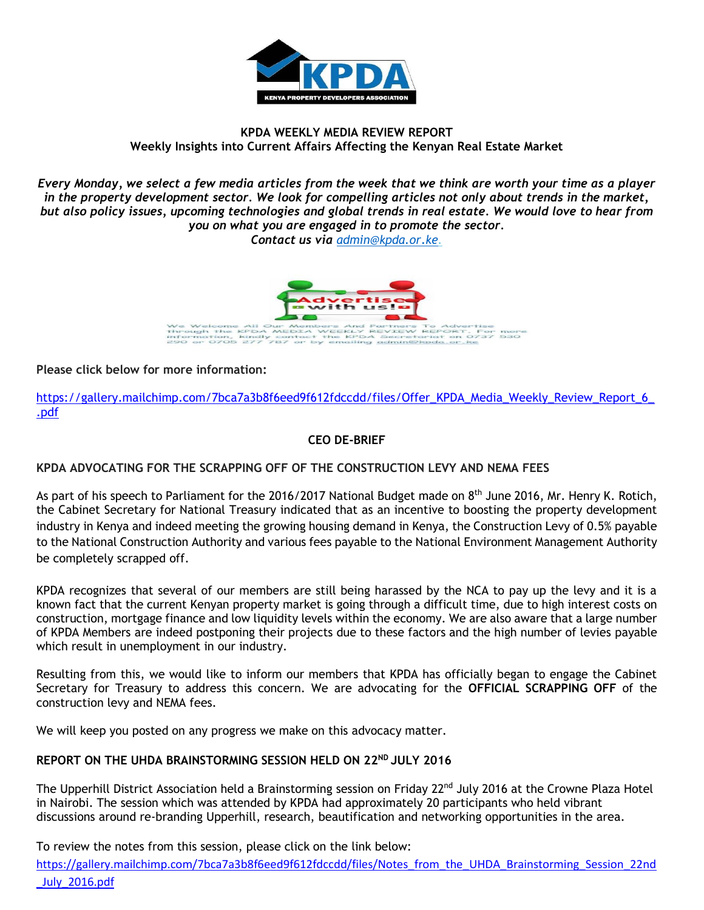**KPDA WEEKLY MEDIA REVIEW REPORT**
**Weekly Insights into Current Affairs Affecting the Kenyan Real Estate Market**

***Every Monday, we select a few media articles from the week that we think are worth your time as a player in the property development sector. We look for compelling articles not only about trends in the market, but also policy issues, upcoming technologies and global trends in real estate. We would love to hear from you on what you are engaged in to promote the sector.***
***Contact us via [admin@kpda.or.ke](mailto:admin@kpda.or.ke).***

We Welcome All Our Members And Partners To Advertise through the KPDA MEDIA WEEKLY REVIEW REPORT. For more information, kindly contact the KPDA Secretariat on 0737 530 290 or 0705 277 787 or by emailing admin@kpda.or.ke

**Please click below for more information:**

[https://gallery.mailchimp.com/7bca7a3b8f6eed9f612fdccdd/files/Offer_KPDA_Media_Weekly_Review_Report_6_.pdf](https://gallery.mailchimp.com/7bca7a3b8f6eed9f612fdccdd/files/Offer_KPDA_Media_Weekly_Review_Report_6_.pdf)

## CEO DE-BRIEF

### KPDA ADVOCATING FOR THE SCRAPPING OFF OF THE CONSTRUCTION LEVY AND NEMA FEES

As part of his speech to Parliament for the 2016/2017 National Budget made on 8th June 2016, Mr. Henry K. Rotich, the Cabinet Secretary for National Treasury indicated that as an incentive to boosting the property development industry in Kenya and indeed meeting the growing housing demand in Kenya, the Construction Levy of 0.5% payable to the National Construction Authority and various fees payable to the National Environment Management Authority be completely scrapped off.

KPDA recognizes that several of our members are still being harassed by the NCA to pay up the levy and it is a known fact that the current Kenyan property market is going through a difficult time, due to high interest costs on construction, mortgage finance and low liquidity levels within the economy. We are also aware that a large number of KPDA Members are indeed postponing their projects due to these factors and the high number of levies payable which result in unemployment in our industry.

Resulting from this, we would like to inform our members that KPDA has officially began to engage the Cabinet Secretary for Treasury to address this concern. We are advocating for the **OFFICIAL SCRAPPING OFF** of the construction levy and NEMA fees.

We will keep you posted on any progress we make on this advocacy matter.

### REPORT ON THE UHDA BRAINSTORMING SESSION HELD ON 22ND JULY 2016

The Upperhill District Association held a Brainstorming session on Friday 22nd July 2016 at the Crowne Plaza Hotel in Nairobi. The session which was attended by KPDA had approximately 20 participants who held vibrant discussions around re-branding Upperhill, research, beautification and networking opportunities in the area.

To review the notes from this session, please click on the link below:
[https://gallery.mailchimp.com/7bca7a3b8f6eed9f612fdccdd/files/Notes_from_the_UHDA_Brainstorming_Session_22nd_July_2016.pdf](https://gallery.mailchimp.com/7bca7a3b8f6eed9f612fdccdd/files/Notes_from_the_UHDA_Brainstorming_Session_22nd_July_2016.pdf)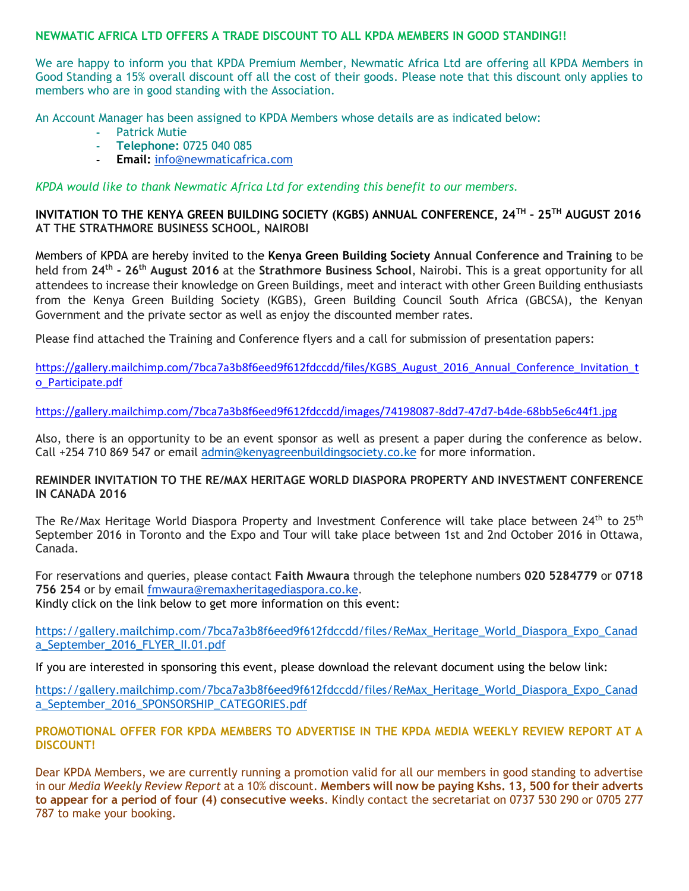## NEWMATIC AFRICA LTD OFFERS A TRADE DISCOUNT TO ALL KPDA MEMBERS IN GOOD STANDING!!

We are happy to inform you that KPDA Premium Member, Newmatic Africa Ltd are offering all KPDA Members in Good Standing a 15% overall discount off all the cost of their goods. Please note that this discount only applies to members who are in good standing with the Association.

An Account Manager has been assigned to KPDA Members whose details are as indicated below:

- Patrick Mutie
- **Telephone:** 0725 040 085
- **Email:** info@newmaticafrica.com

*KPDA would like to thank Newmatic Africa Ltd for extending this benefit to our members.*

## INVITATION TO THE KENYA GREEN BUILDING SOCIETY (KGBS) ANNUAL CONFERENCE, 24TH – 25TH AUGUST 2016 AT THE STRATHMORE BUSINESS SCHOOL, NAIROBI

Members of KPDA are hereby invited to the **Kenya Green Building Society Annual Conference and Training** to be held from **24th - 26th August 2016** at the **Strathmore Business School**, Nairobi. This is a great opportunity for all attendees to increase their knowledge on Green Buildings, meet and interact with other Green Building enthusiasts from the Kenya Green Building Society (KGBS), Green Building Council South Africa (GBCSA), the Kenyan Government and the private sector as well as enjoy the discounted member rates.

Please find attached the Training and Conference flyers and a call for submission of presentation papers:

https://gallery.mailchimp.com/7bca7a3b8f6eed9f612fdccdd/files/KGBS_August_2016_Annual_Conference_Invitation_to_Participate.pdf

https://gallery.mailchimp.com/7bca7a3b8f6eed9f612fdccdd/images/74198087-8dd7-47d7-b4de-68bb5e6c44f1.jpg

Also, there is an opportunity to be an event sponsor as well as present a paper during the conference as below. Call +254 710 869 547 or email admin@kenyagreenbuildingsociety.co.ke for more information.

## REMINDER INVITATION TO THE RE/MAX HERITAGE WORLD DIASPORA PROPERTY AND INVESTMENT CONFERENCE IN CANADA 2016

The Re/Max Heritage World Diaspora Property and Investment Conference will take place between 24th to 25th September 2016 in Toronto and the Expo and Tour will take place between 1st and 2nd October 2016 in Ottawa, Canada.

For reservations and queries, please contact **Faith Mwaura** through the telephone numbers **020 5284779** or **0718 756 254** or by email fmwaura@remaxheritagediaspora.co.ke.
Kindly click on the link below to get more information on this event:

https://gallery.mailchimp.com/7bca7a3b8f6eed9f612fdccdd/files/ReMax_Heritage_World_Diaspora_Expo_Canada_September_2016_FLYER_II.01.pdf

If you are interested in sponsoring this event, please download the relevant document using the below link:

https://gallery.mailchimp.com/7bca7a3b8f6eed9f612fdccdd/files/ReMax_Heritage_World_Diaspora_Expo_Canada_September_2016_SPONSORSHIP_CATEGORIES.pdf

## PROMOTIONAL OFFER FOR KPDA MEMBERS TO ADVERTISE IN THE KPDA MEDIA WEEKLY REVIEW REPORT AT A DISCOUNT!

Dear KPDA Members, we are currently running a promotion valid for all our members in good standing to advertise in our *Media Weekly Review Report* at a 10% discount. **Members will now be paying Kshs. 13, 500 for their adverts to appear for a period of four (4) consecutive weeks**. Kindly contact the secretariat on 0737 530 290 or 0705 277 787 to make your booking.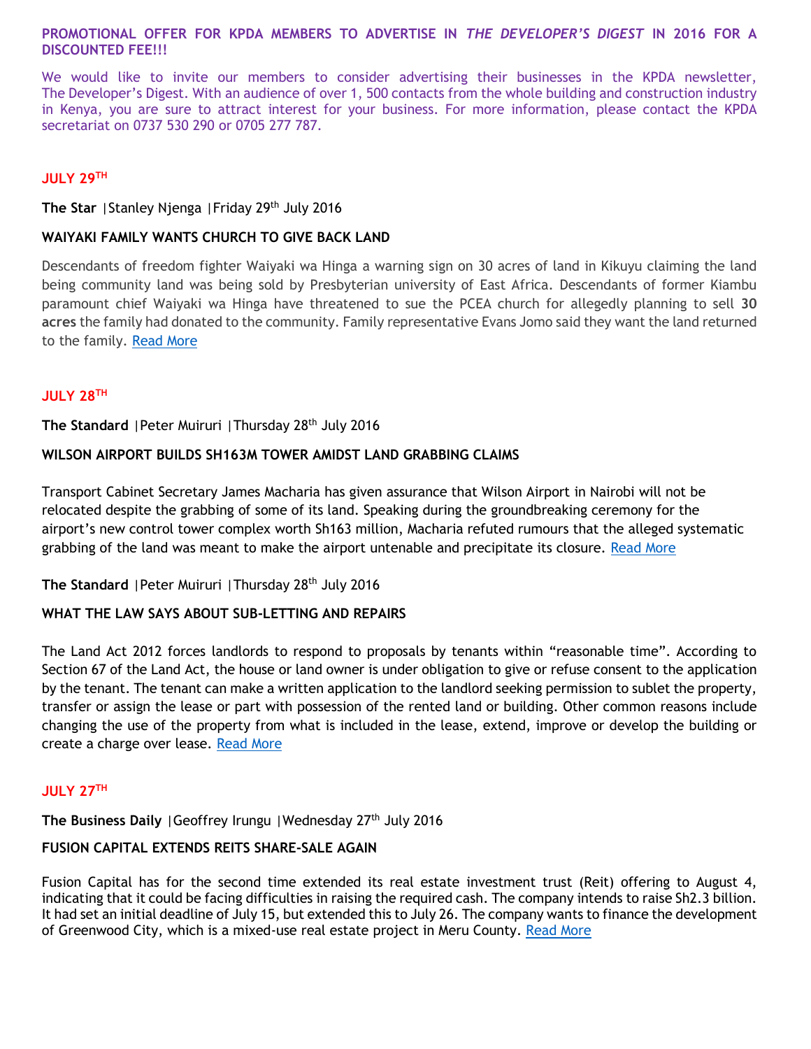**PROMOTIONAL OFFER FOR KPDA MEMBERS TO ADVERTISE IN *THE DEVELOPER'S DIGEST* IN 2016 FOR A DISCOUNTED FEE!!!**

We would like to invite our members to consider advertising their businesses in the KPDA newsletter, The Developer's Digest. With an audience of over 1, 500 contacts from the whole building and construction industry in Kenya, you are sure to attract interest for your business. For more information, please contact the KPDA secretariat on 0737 530 290 or 0705 277 787.

## JULY 29TH

**The Star** |Stanley Njenga |Friday 29th July 2016

**WAIYAKI FAMILY WANTS CHURCH TO GIVE BACK LAND**

Descendants of freedom fighter Waiyaki wa Hinga a warning sign on 30 acres of land in Kikuyu claiming the land being community land was being sold by Presbyterian university of East Africa. Descendants of former Kiambu paramount chief Waiyaki wa Hinga have threatened to sue the PCEA church for allegedly planning to sell **30 acres** the family had donated to the community. Family representative Evans Jomo said they want the land returned to the family. Read More

## JULY 28TH

**The Standard** |Peter Muiruri |Thursday 28th July 2016

**WILSON AIRPORT BUILDS SH163M TOWER AMIDST LAND GRABBING CLAIMS**

Transport Cabinet Secretary James Macharia has given assurance that Wilson Airport in Nairobi will not be relocated despite the grabbing of some of its land. Speaking during the groundbreaking ceremony for the airport's new control tower complex worth Sh163 million, Macharia refuted rumours that the alleged systematic grabbing of the land was meant to make the airport untenable and precipitate its closure. Read More

**The Standard** |Peter Muiruri |Thursday 28th July 2016

**WHAT THE LAW SAYS ABOUT SUB-LETTING AND REPAIRS**

The Land Act 2012 forces landlords to respond to proposals by tenants within "reasonable time". According to Section 67 of the Land Act, the house or land owner is under obligation to give or refuse consent to the application by the tenant. The tenant can make a written application to the landlord seeking permission to sublet the property, transfer or assign the lease or part with possession of the rented land or building. Other common reasons include changing the use of the property from what is included in the lease, extend, improve or develop the building or create a charge over lease. Read More

## JULY 27TH

**The Business Daily** |Geoffrey Irungu |Wednesday 27th July 2016

**FUSION CAPITAL EXTENDS REITS SHARE-SALE AGAIN**

Fusion Capital has for the second time extended its real estate investment trust (Reit) offering to August 4, indicating that it could be facing difficulties in raising the required cash. The company intends to raise Sh2.3 billion. It had set an initial deadline of July 15, but extended this to July 26. The company wants to finance the development of Greenwood City, which is a mixed-use real estate project in Meru County. Read More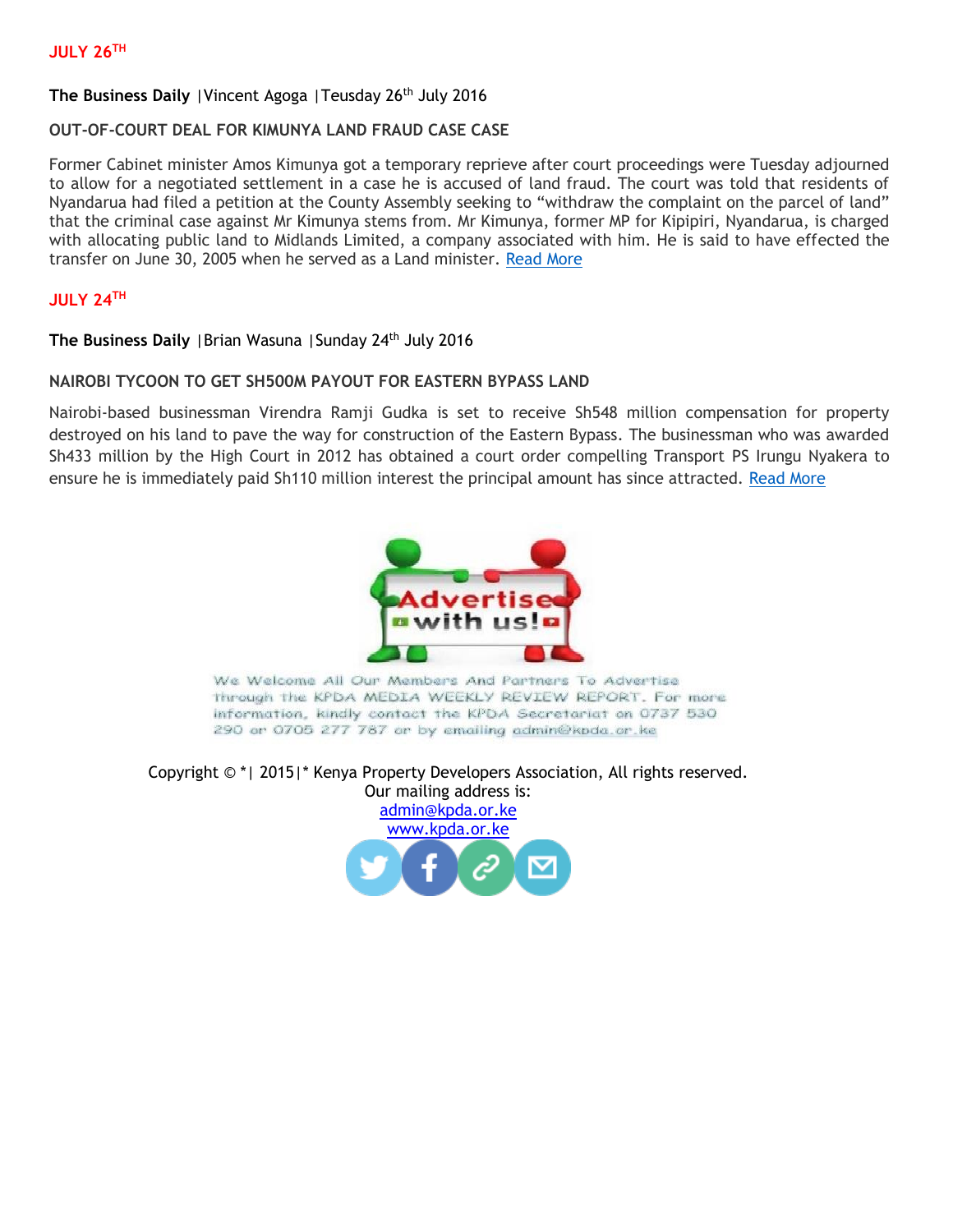**JULY 26[TH]**

**The Business Daily** |Vincent Agoga |Teusday 26[th] July 2016

**OUT-OF-COURT DEAL FOR KIMUNYA LAND FRAUD CASE CASE**

Former Cabinet minister Amos Kimunya got a temporary reprieve after court proceedings were Tuesday adjourned to allow for a negotiated settlement in a case he is accused of land fraud. The court was told that residents of Nyandarua had filed a petition at the County Assembly seeking to "withdraw the complaint on the parcel of land" that the criminal case against Mr Kimunya stems from. Mr Kimunya, former MP for Kipipiri, Nyandarua, is charged with allocating public land to Midlands Limited, a company associated with him. He is said to have effected the transfer on June 30, 2005 when he served as a Land minister. Read More

**JULY 24[TH]**

**The Business Daily** |Brian Wasuna |Sunday 24[th] July 2016

**NAIROBI TYCOON TO GET SH500M PAYOUT FOR EASTERN BYPASS LAND**

Nairobi-based businessman Virendra Ramji Gudka is set to receive Sh548 million compensation for property destroyed on his land to pave the way for construction of the Eastern Bypass. The businessman who was awarded Sh433 million by the High Court in 2012 has obtained a court order compelling Transport PS Irungu Nyakera to ensure he is immediately paid Sh110 million interest the principal amount has since attracted. Read More

Advertise with us!

We Welcome All Our Members And Partners To Advertise Through the KPDA MEDIA WEEKLY REVIEW REPORT. For more information, kindly contact the KPDA Secretariat on 0737 530 290 or 0705 277 787 or by emailing admin@kpda.or.ke

Copyright © *| 2015|* Kenya Property Developers Association, All rights reserved.
Our mailing address is:
admin@kpda.or.ke
www.kpda.or.ke